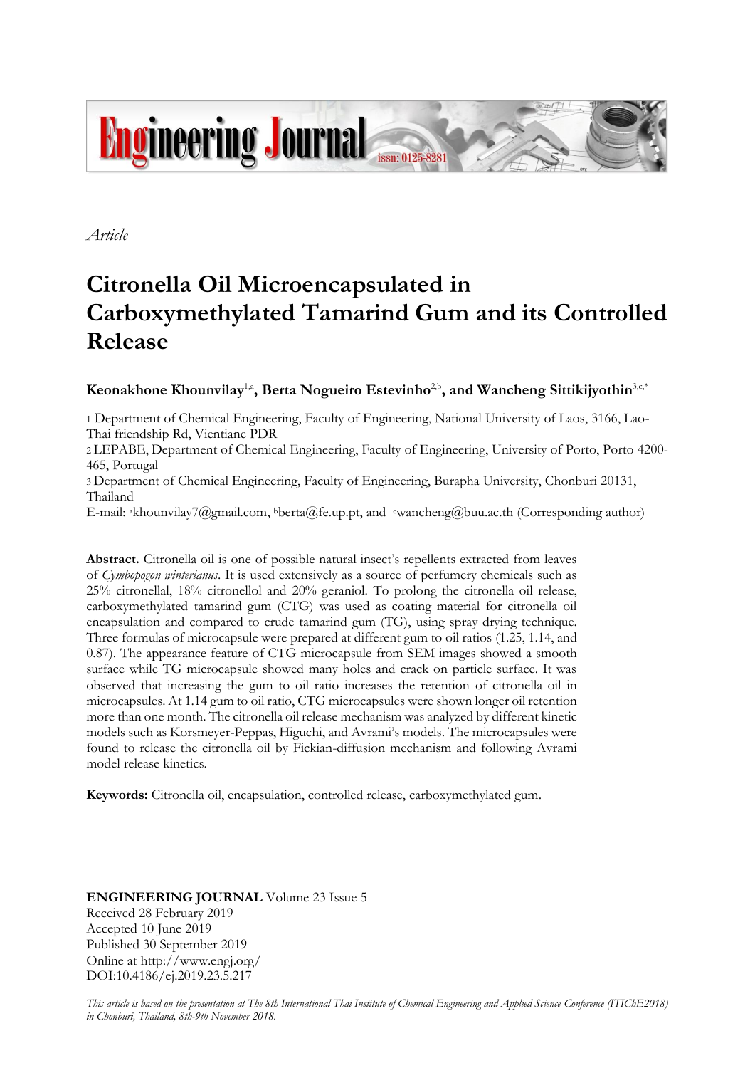*Article*

# Citronella Oil Microencapsulated in Carboxymethylated Tamarind Gum and its Controlled Release

**Keonakhone Khounvilay**[1,a], **Berta Nogueiro Estevinho**[2,b], **and Wancheng Sittikijyothin**[3,c,*]

1 Department of Chemical Engineering, Faculty of Engineering, National University of Laos, 3166, Lao-Thai friendship Rd, Vientiane PDR

2 LEPABE, Department of Chemical Engineering, Faculty of Engineering, University of Porto, Porto 4200-465, Portugal

3 Department of Chemical Engineering, Faculty of Engineering, Burapha University, Chonburi 20131, Thailand

E-mail: [a]khounvilay7@gmail.com, [b]berta@fe.up.pt, and [c]wancheng@buu.ac.th (Corresponding author)

**Abstract.** Citronella oil is one of possible natural insect's repellents extracted from leaves of *Cymbopogon winterianus*. It is used extensively as a source of perfumery chemicals such as 25% citronellal, 18% citronellol and 20% geraniol. To prolong the citronella oil release, carboxymethylated tamarind gum (CTG) was used as coating material for citronella oil encapsulation and compared to crude tamarind gum (TG), using spray drying technique. Three formulas of microcapsule were prepared at different gum to oil ratios (1.25, 1.14, and 0.87). The appearance feature of CTG microcapsule from SEM images showed a smooth surface while TG microcapsule showed many holes and crack on particle surface. It was observed that increasing the gum to oil ratio increases the retention of citronella oil in microcapsules. At 1.14 gum to oil ratio, CTG microcapsules were shown longer oil retention more than one month. The citronella oil release mechanism was analyzed by different kinetic models such as Korsmeyer-Peppas, Higuchi, and Avrami's models. The microcapsules were found to release the citronella oil by Fickian-diffusion mechanism and following Avrami model release kinetics.

**Keywords:** Citronella oil, encapsulation, controlled release, carboxymethylated gum.

**ENGINEERING JOURNAL** Volume 23 Issue 5
Received 28 February 2019
Accepted 10 June 2019
Published 30 September 2019
Online at http://www.engj.org/
DOI:10.4186/ej.2019.23.5.217

*This article is based on the presentation at The 8th International Thai Institute of Chemical Engineering and Applied Science Conference (ITIChE2018) in Chonburi, Thailand, 8th-9th November 2018.*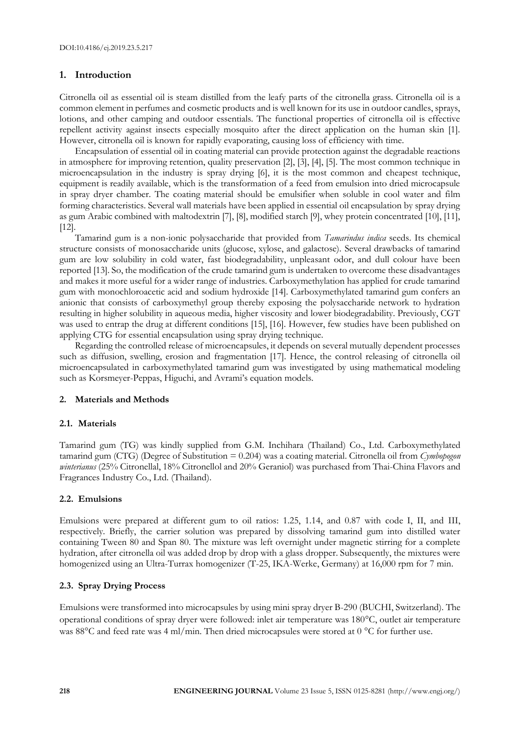## 1. Introduction

Citronella oil as essential oil is steam distilled from the leafy parts of the citronella grass. Citronella oil is a common element in perfumes and cosmetic products and is well known for its use in outdoor candles, sprays, lotions, and other camping and outdoor essentials. The functional properties of citronella oil is effective repellent activity against insects especially mosquito after the direct application on the human skin [1]. However, citronella oil is known for rapidly evaporating, causing loss of efficiency with time.

Encapsulation of essential oil in coating material can provide protection against the degradable reactions in atmosphere for improving retention, quality preservation [2], [3], [4], [5]. The most common technique in microencapsulation in the industry is spray drying [6], it is the most common and cheapest technique, equipment is readily available, which is the transformation of a feed from emulsion into dried microcapsule in spray dryer chamber. The coating material should be emulsifier when soluble in cool water and film forming characteristics. Several wall materials have been applied in essential oil encapsulation by spray drying as gum Arabic combined with maltodextrin [7], [8], modified starch [9], whey protein concentrated [10], [11], [12].

Tamarind gum is a non-ionic polysaccharide that provided from *Tamarindus indica* seeds. Its chemical structure consists of monosaccharide units (glucose, xylose, and galactose). Several drawbacks of tamarind gum are low solubility in cold water, fast biodegradability, unpleasant odor, and dull colour have been reported [13]. So, the modification of the crude tamarind gum is undertaken to overcome these disadvantages and makes it more useful for a wider range of industries. Carboxymethylation has applied for crude tamarind gum with monochloroacetic acid and sodium hydroxide [14]. Carboxymethylated tamarind gum confers an anionic that consists of carboxymethyl group thereby exposing the polysaccharide network to hydration resulting in higher solubility in aqueous media, higher viscosity and lower biodegradability. Previously, CGT was used to entrap the drug at different conditions [15], [16]. However, few studies have been published on applying CTG for essential encapsulation using spray drying technique.

Regarding the controlled release of microencapsules, it depends on several mutually dependent processes such as diffusion, swelling, erosion and fragmentation [17]. Hence, the control releasing of citronella oil microencapsulated in carboxymethylated tamarind gum was investigated by using mathematical modeling such as Korsmeyer-Peppas, Higuchi, and Avrami's equation models.

## 2. Materials and Methods

### 2.1. Materials

Tamarind gum (TG) was kindly supplied from G.M. Inchihara (Thailand) Co., Ltd. Carboxymethylated tamarind gum (CTG) (Degree of Substitution = 0.204) was a coating material. Citronella oil from *Cymbopogon winterianus* (25% Citronellal, 18% Citronellol and 20% Geraniol) was purchased from Thai-China Flavors and Fragrances Industry Co., Ltd. (Thailand).

### 2.2. Emulsions

Emulsions were prepared at different gum to oil ratios: 1.25, 1.14, and 0.87 with code I, II, and III, respectively. Briefly, the carrier solution was prepared by dissolving tamarind gum into distilled water containing Tween 80 and Span 80. The mixture was left overnight under magnetic stirring for a complete hydration, after citronella oil was added drop by drop with a glass dropper. Subsequently, the mixtures were homogenized using an Ultra-Turrax homogenizer (T-25, IKA-Werke, Germany) at 16,000 rpm for 7 min.

### 2.3. Spray Drying Process

Emulsions were transformed into microcapsules by using mini spray dryer B-290 (BUCHI, Switzerland). The operational conditions of spray dryer were followed: inlet air temperature was 180°C, outlet air temperature was 88°C and feed rate was 4 ml/min. Then dried microcapsules were stored at 0 °C for further use.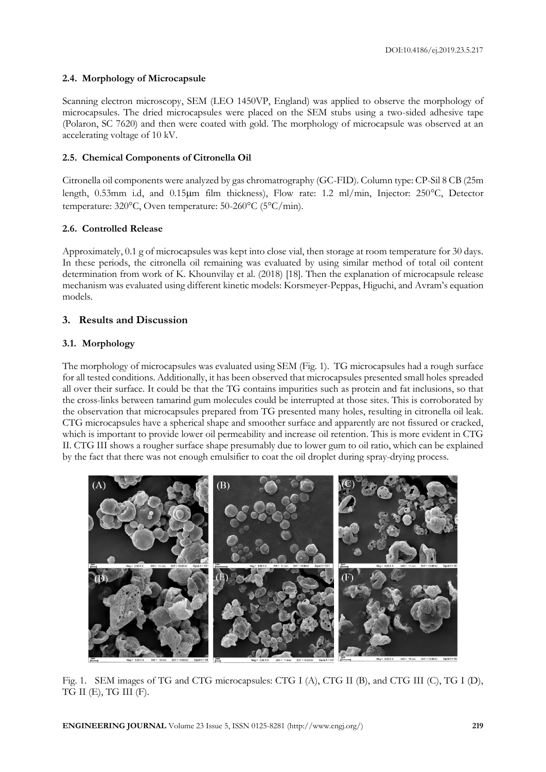### 2.4. Morphology of Microcapsule

Scanning electron microscopy, SEM (LEO 1450VP, England) was applied to observe the morphology of microcapsules. The dried microcapsules were placed on the SEM stubs using a two-sided adhesive tape (Polaron, SC 7620) and then were coated with gold. The morphology of microcapsule was observed at an accelerating voltage of 10 kV.

### 2.5. Chemical Components of Citronella Oil

Citronella oil components were analyzed by gas chromatrography (GC-FID). Column type: CP-Sil 8 CB (25m length, 0.53mm i.d, and 0.15μm film thickness), Flow rate: 1.2 ml/min, Injector: 250°C, Detector temperature: 320°C, Oven temperature: 50-260°C (5°C/min).

### 2.6. Controlled Release

Approximately, 0.1 g of microcapsules was kept into close vial, then storage at room temperature for 30 days. In these periods, the citronella oil remaining was evaluated by using similar method of total oil content determination from work of K. Khounvilay et al. (2018) [18]. Then the explanation of microcapsule release mechanism was evaluated using different kinetic models: Korsmeyer-Peppas, Higuchi, and Avram's equation models.

## 3. Results and Discussion

### 3.1. Morphology

The morphology of microcapsules was evaluated using SEM (Fig. 1). TG microcapsules had a rough surface for all tested conditions. Additionally, it has been observed that microcapsules presented small holes spreaded all over their surface. It could be that the TG contains impurities such as protein and fat inclusions, so that the cross-links between tamarind gum molecules could be interrupted at those sites. This is corroborated by the observation that microcapsules prepared from TG presented many holes, resulting in citronella oil leak. CTG microcapsules have a spherical shape and smoother surface and apparently are not fissured or cracked, which is important to provide lower oil permeability and increase oil retention. This is more evident in CTG II. CTG III shows a rougher surface shape presumably due to lower gum to oil ratio, which can be explained by the fact that there was not enough emulsifier to coat the oil droplet during spray-drying process.

Fig. 1. SEM images of TG and CTG microcapsules: CTG I (A), CTG II (B), and CTG III (C), TG I (D), TG II (E), TG III (F).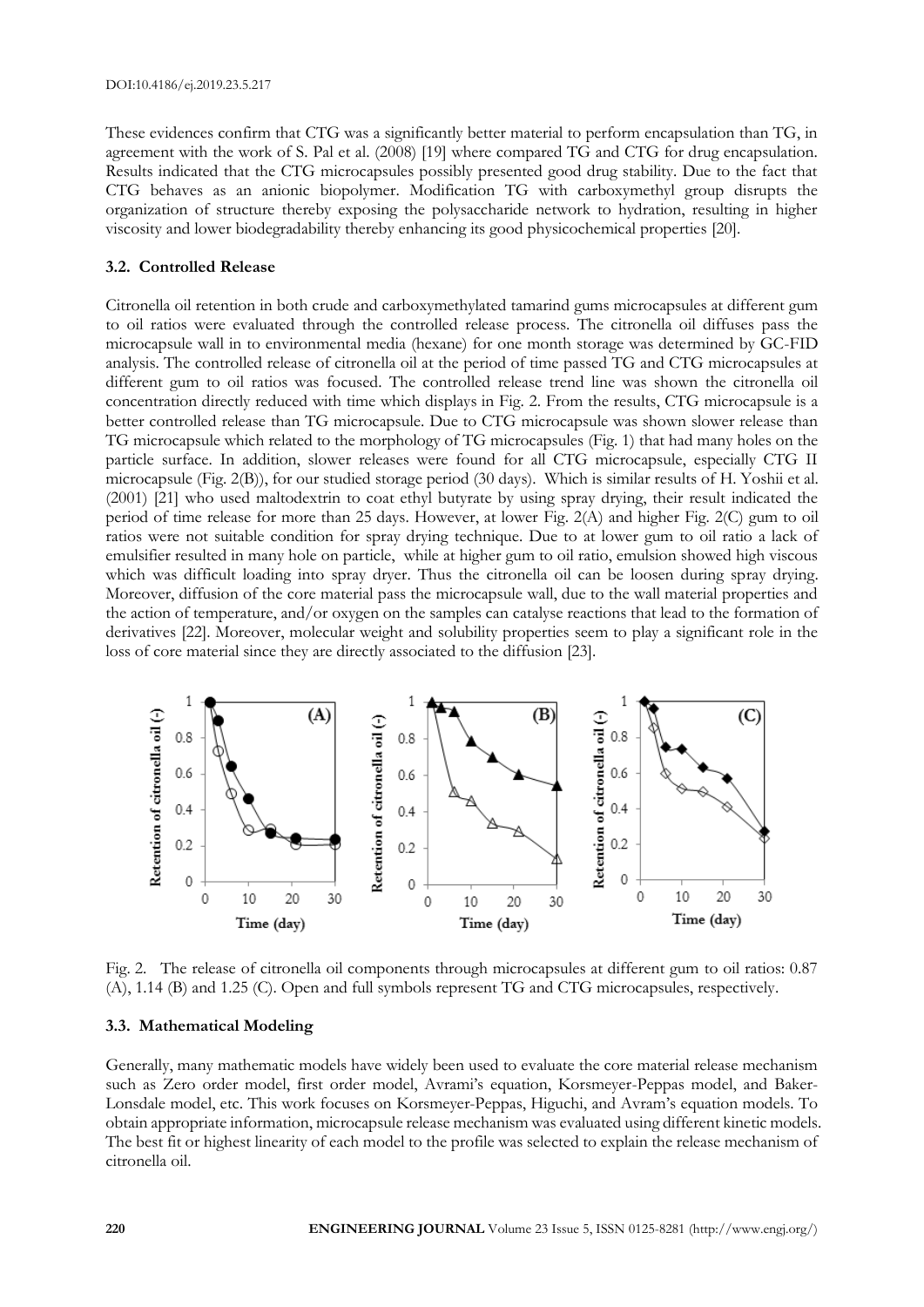These evidences confirm that CTG was a significantly better material to perform encapsulation than TG, in agreement with the work of S. Pal et al. (2008) [19] where compared TG and CTG for drug encapsulation. Results indicated that the CTG microcapsules possibly presented good drug stability. Due to the fact that CTG behaves as an anionic biopolymer. Modification TG with carboxymethyl group disrupts the organization of structure thereby exposing the polysaccharide network to hydration, resulting in higher viscosity and lower biodegradability thereby enhancing its good physicochemical properties [20].

### 3.2. Controlled Release

Citronella oil retention in both crude and carboxymethylated tamarind gums microcapsules at different gum to oil ratios were evaluated through the controlled release process. The citronella oil diffuses pass the microcapsule wall in to environmental media (hexane) for one month storage was determined by GC-FID analysis. The controlled release of citronella oil at the period of time passed TG and CTG microcapsules at different gum to oil ratios was focused. The controlled release trend line was shown the citronella oil concentration directly reduced with time which displays in Fig. 2. From the results, CTG microcapsule is a better controlled release than TG microcapsule. Due to CTG microcapsule was shown slower release than TG microcapsule which related to the morphology of TG microcapsules (Fig. 1) that had many holes on the particle surface. In addition, slower releases were found for all CTG microcapsule, especially CTG II microcapsule (Fig. 2(B)), for our studied storage period (30 days). Which is similar results of H. Yoshii et al. (2001) [21] who used maltodextrin to coat ethyl butyrate by using spray drying, their result indicated the period of time release for more than 25 days. However, at lower Fig. 2(A) and higher Fig. 2(C) gum to oil ratios were not suitable condition for spray drying technique. Due to at lower gum to oil ratio a lack of emulsifier resulted in many hole on particle, while at higher gum to oil ratio, emulsion showed high viscous which was difficult loading into spray dryer. Thus the citronella oil can be loosen during spray drying. Moreover, diffusion of the core material pass the microcapsule wall, due to the wall material properties and the action of temperature, and/or oxygen on the samples can catalyse reactions that lead to the formation of derivatives [22]. Moreover, molecular weight and solubility properties seem to play a significant role in the loss of core material since they are directly associated to the diffusion [23].

Fig. 2. The release of citronella oil components through microcapsules at different gum to oil ratios: 0.87 (A), 1.14 (B) and 1.25 (C). Open and full symbols represent TG and CTG microcapsules, respectively.

### 3.3. Mathematical Modeling

Generally, many mathematic models have widely been used to evaluate the core material release mechanism such as Zero order model, first order model, Avrami's equation, Korsmeyer-Peppas model, and Baker-Lonsdale model, etc. This work focuses on Korsmeyer-Peppas, Higuchi, and Avram's equation models. To obtain appropriate information, microcapsule release mechanism was evaluated using different kinetic models. The best fit or highest linearity of each model to the profile was selected to explain the release mechanism of citronella oil.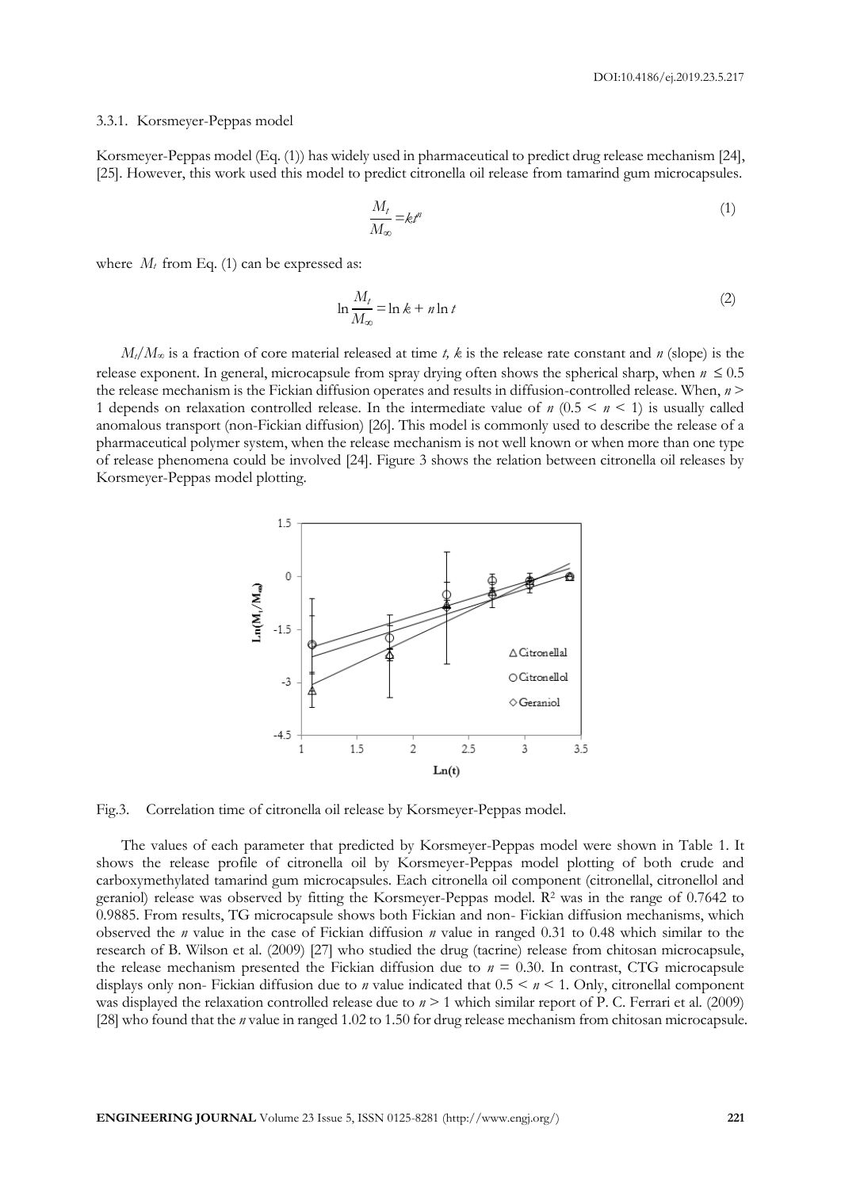#### 3.3.1. Korsmeyer-Peppas model

Korsmeyer-Peppas model (Eq. (1)) has widely used in pharmaceutical to predict drug release mechanism [24], [25]. However, this work used this model to predict citronella oil release from tamarind gum microcapsules.

$$\frac{M_t}{M_\infty} = kt^n \tag{1}$$

where $M_t$ from Eq. (1) can be expressed as:

$$\ln \frac{M_t}{M_\infty} = \ln k + n \ln t \tag{2}$$

$M_t/M_\infty$ is a fraction of core material released at time $t$, $k$ is the release rate constant and $n$ (slope) is the release exponent. In general, microcapsule from spray drying often shows the spherical sharp, when $n \leq 0.5$ the release mechanism is the Fickian diffusion operates and results in diffusion-controlled release. When, $n > 1$ depends on relaxation controlled release. In the intermediate value of $n$ ($0.5 < n < 1$) is usually called anomalous transport (non-Fickian diffusion) [26]. This model is commonly used to describe the release of a pharmaceutical polymer system, when the release mechanism is not well known or when more than one type of release phenomena could be involved [24]. Figure 3 shows the relation between citronella oil releases by Korsmeyer-Peppas model plotting.

Fig.3. Correlation time of citronella oil release by Korsmeyer-Peppas model.

The values of each parameter that predicted by Korsmeyer-Peppas model were shown in Table 1. It shows the release profile of citronella oil by Korsmeyer-Peppas model plotting of both crude and carboxymethylated tamarind gum microcapsules. Each citronella oil component (citronellal, citronellol and geraniol) release was observed by fitting the Korsmeyer-Peppas model. $R^2$ was in the range of 0.7642 to 0.9885. From results, TG microcapsule shows both Fickian and non- Fickian diffusion mechanisms, which observed the $n$ value in the case of Fickian diffusion $n$ value in ranged 0.31 to 0.48 which similar to the research of B. Wilson et al. (2009) [27] who studied the drug (tacrine) release from chitosan microcapsule, the release mechanism presented the Fickian diffusion due to $n = 0.30$. In contrast, CTG microcapsule displays only non- Fickian diffusion due to $n$ value indicated that $0.5 < n < 1$. Only, citronellal component was displayed the relaxation controlled release due to $n > 1$ which similar report of P. C. Ferrari et al. (2009) [28] who found that the $n$ value in ranged 1.02 to 1.50 for drug release mechanism from chitosan microcapsule.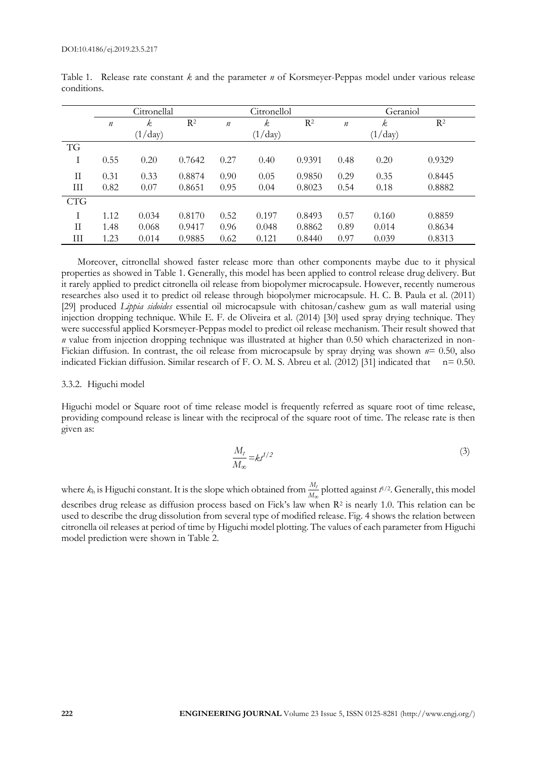Table 1. Release rate constant $k$ and the parameter $n$ of Korsmeyer-Peppas model under various release conditions.

| | Citronellal | | | Citronellol | | | Geraniol | | |
|---|---|---|---|---|---|---|---|---|---|
| | $n$ | $k$ (1/day) | $R^2$ | $n$ | $k$ (1/day) | $R^2$ | $n$ | $k$ (1/day) | $R^2$ |
| TG | | | | | | | | | |
| I | 0.55 | 0.20 | 0.7642 | 0.27 | 0.40 | 0.9391 | 0.48 | 0.20 | 0.9329 |
| II | 0.31 | 0.33 | 0.8874 | 0.90 | 0.05 | 0.9850 | 0.29 | 0.35 | 0.8445 |
| III | 0.82 | 0.07 | 0.8651 | 0.95 | 0.04 | 0.8023 | 0.54 | 0.18 | 0.8882 |
| CTG | | | | | | | | | |
| I | 1.12 | 0.034 | 0.8170 | 0.52 | 0.197 | 0.8493 | 0.57 | 0.160 | 0.8859 |
| II | 1.48 | 0.068 | 0.9417 | 0.96 | 0.048 | 0.8862 | 0.89 | 0.014 | 0.8634 |
| III | 1.23 | 0.014 | 0.9885 | 0.62 | 0.121 | 0.8440 | 0.97 | 0.039 | 0.8313 |

Moreover, citronellal showed faster release more than other components maybe due to it physical properties as showed in Table 1. Generally, this model has been applied to control release drug delivery. But it rarely applied to predict citronella oil release from biopolymer microcapsule. However, recently numerous researches also used it to predict oil release through biopolymer microcapsule. H. C. B. Paula et al. (2011) [29] produced *Lippia sidoides* essential oil microcapsule with chitosan/cashew gum as wall material using injection dropping technique. While E. F. de Oliveira et al. (2014) [30] used spray drying technique. They were successful applied Korsmeyer-Peppas model to predict oil release mechanism. Their result showed that $n$ value from injection dropping technique was illustrated at higher than 0.50 which characterized in non-Fickian diffusion. In contrast, the oil release from microcapsule by spray drying was shown $n$= 0.50, also indicated Fickian diffusion. Similar research of F. O. M. S. Abreu et al. (2012) [31] indicated that n= 0.50.

### 3.3.2. Higuchi model

Higuchi model or Square root of time release model is frequently referred as square root of time release, providing compound release is linear with the reciprocal of the square root of time. The release rate is then given as:

$$\frac{M_t}{M_\infty} = kt^{1/2} \tag{3}$$

where $k_h$ is Higuchi constant. It is the slope which obtained from $\frac{M_t}{M_\infty}$ plotted against $t^{1/2}$. Generally, this model describes drug release as diffusion process based on Fick's law when $R^2$ is nearly 1.0. This relation can be used to describe the drug dissolution from several type of modified release. Fig. 4 shows the relation between citronella oil releases at period of time by Higuchi model plotting. The values of each parameter from Higuchi model prediction were shown in Table 2.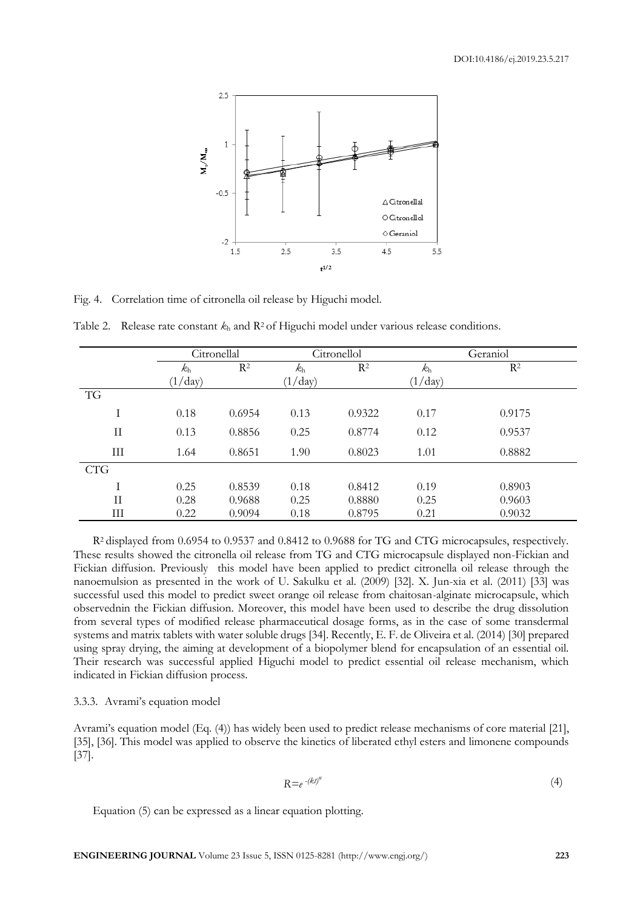Fig. 4. Correlation time of citronella oil release by Higuchi model.

Table 2. Release rate constant $k_h$ and $R^2$ of Higuchi model under various release conditions.

| | Citronellal | | Citronellol | | Geraniol | |
|---|---|---|---|---|---|---|
| | $k_h$ (1/day) | $R^2$ | $k_h$ (1/day) | $R^2$ | $k_h$ (1/day) | $R^2$ |
| TG | | | | | | |
| I | 0.18 | 0.6954 | 0.13 | 0.9322 | 0.17 | 0.9175 |
| II | 0.13 | 0.8856 | 0.25 | 0.8774 | 0.12 | 0.9537 |
| III | 1.64 | 0.8651 | 1.90 | 0.8023 | 1.01 | 0.8882 |
| CTG | | | | | | |
| I | 0.25 | 0.8539 | 0.18 | 0.8412 | 0.19 | 0.8903 |
| II | 0.28 | 0.9688 | 0.25 | 0.8880 | 0.25 | 0.9603 |
| III | 0.22 | 0.9094 | 0.18 | 0.8795 | 0.21 | 0.9032 |

$R^2$ displayed from 0.6954 to 0.9537 and 0.8412 to 0.9688 for TG and CTG microcapsules, respectively. These results showed the citronella oil release from TG and CTG microcapsule displayed non-Fickian and Fickian diffusion. Previously this model have been applied to predict citronella oil release through the nanoemulsion as presented in the work of U. Sakulku et al. (2009) [32]. X. Jun-xia et al. (2011) [33] was successful used this model to predict sweet orange oil release from chaitosan-alginate microcapsule, which observednin the Fickian diffusion. Moreover, this model have been used to describe the drug dissolution from several types of modified release pharmaceutical dosage forms, as in the case of some transdermal systems and matrix tablets with water soluble drugs [34]. Recently, E. F. de Oliveira et al. (2014) [30] prepared using spray drying, the aiming at development of a biopolymer blend for encapsulation of an essential oil. Their research was successful applied Higuchi model to predict essential oil release mechanism, which indicated in Fickian diffusion process.

### 3.3.3. Avrami's equation model

Avrami's equation model (Eq. (4)) has widely been used to predict release mechanisms of core material [21], [35], [36]. This model was applied to observe the kinetics of liberated ethyl esters and limonene compounds [37].

$$R = e^{-(kt)^n} \tag{4}$$

Equation (5) can be expressed as a linear equation plotting.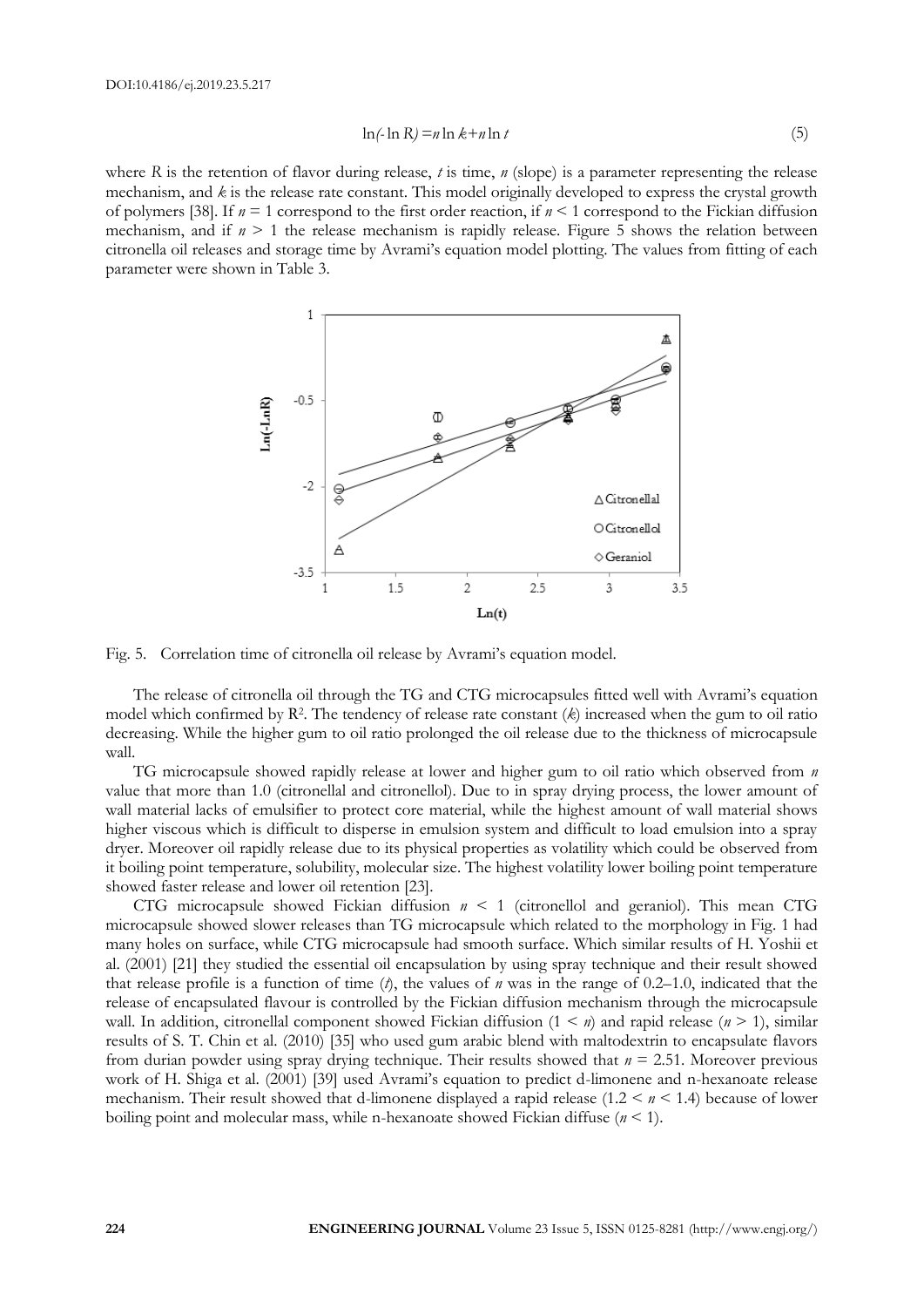$$\ln(-\ln R) = n \ln k + n \ln t \tag{5}$$

where $R$ is the retention of flavor during release, $t$ is time, $n$ (slope) is a parameter representing the release mechanism, and $k$ is the release rate constant. This model originally developed to express the crystal growth of polymers [38]. If $n = 1$ correspond to the first order reaction, if $n < 1$ correspond to the Fickian diffusion mechanism, and if $n > 1$ the release mechanism is rapidly release. Figure 5 shows the relation between citronella oil releases and storage time by Avrami's equation model plotting. The values from fitting of each parameter were shown in Table 3.

Fig. 5. Correlation time of citronella oil release by Avrami's equation model.

The release of citronella oil through the TG and CTG microcapsules fitted well with Avrami's equation model which confirmed by $R^2$. The tendency of release rate constant ($k$) increased when the gum to oil ratio decreasing. While the higher gum to oil ratio prolonged the oil release due to the thickness of microcapsule wall.

TG microcapsule showed rapidly release at lower and higher gum to oil ratio which observed from $n$ value that more than 1.0 (citronellal and citronellol). Due to in spray drying process, the lower amount of wall material lacks of emulsifier to protect core material, while the highest amount of wall material shows higher viscous which is difficult to disperse in emulsion system and difficult to load emulsion into a spray dryer. Moreover oil rapidly release due to its physical properties as volatility which could be observed from it boiling point temperature, solubility, molecular size. The highest volatility lower boiling point temperature showed faster release and lower oil retention [23].

CTG microcapsule showed Fickian diffusion $n < 1$ (citronellol and geraniol). This mean CTG microcapsule showed slower releases than TG microcapsule which related to the morphology in Fig. 1 had many holes on surface, while CTG microcapsule had smooth surface. Which similar results of H. Yoshii et al. (2001) [21] they studied the essential oil encapsulation by using spray technique and their result showed that release profile is a function of time ($t$), the values of $n$ was in the range of 0.2–1.0, indicated that the release of encapsulated flavour is controlled by the Fickian diffusion mechanism through the microcapsule wall. In addition, citronellal component showed Fickian diffusion ($1 < n$) and rapid release ($n > 1$), similar results of S. T. Chin et al. (2010) [35] who used gum arabic blend with maltodextrin to encapsulate flavors from durian powder using spray drying technique. Their results showed that $n = 2.51$. Moreover previous work of H. Shiga et al. (2001) [39] used Avrami's equation to predict d-limonene and n-hexanoate release mechanism. Their result showed that d-limonene displayed a rapid release ($1.2 < n < 1.4$) because of lower boiling point and molecular mass, while n-hexanoate showed Fickian diffuse ($n < 1$).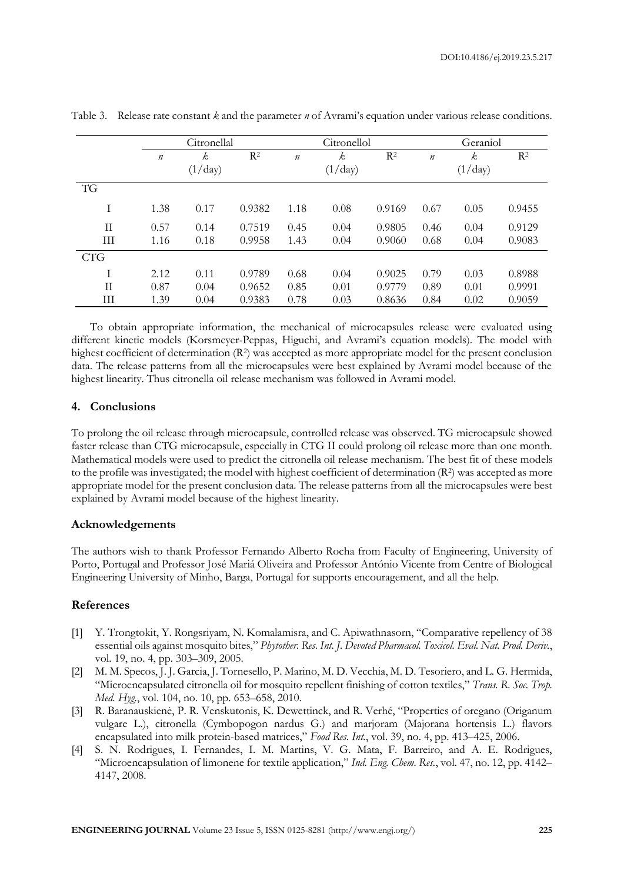Table 3. Release rate constant *k* and the parameter *n* of Avrami's equation under various release conditions.

| | Citronellal | | | Citronellol | | | Geraniol | | |
|---|---|---|---|---|---|---|---|---|---|
| | *n* | *k* (1/day) | $R^2$ | *n* | *k* (1/day) | $R^2$ | *n* | *k* (1/day) | $R^2$ |
| TG | | | | | | | | | |
| I | 1.38 | 0.17 | 0.9382 | 1.18 | 0.08 | 0.9169 | 0.67 | 0.05 | 0.9455 |
| II | 0.57 | 0.14 | 0.7519 | 0.45 | 0.04 | 0.9805 | 0.46 | 0.04 | 0.9129 |
| III | 1.16 | 0.18 | 0.9958 | 1.43 | 0.04 | 0.9060 | 0.68 | 0.04 | 0.9083 |
| CTG | | | | | | | | | |
| I | 2.12 | 0.11 | 0.9789 | 0.68 | 0.04 | 0.9025 | 0.79 | 0.03 | 0.8988 |
| II | 0.87 | 0.04 | 0.9652 | 0.85 | 0.01 | 0.9779 | 0.89 | 0.01 | 0.9991 |
| III | 1.39 | 0.04 | 0.9383 | 0.78 | 0.03 | 0.8636 | 0.84 | 0.02 | 0.9059 |

To obtain appropriate information, the mechanical of microcapsules release were evaluated using different kinetic models (Korsmeyer-Peppas, Higuchi, and Avrami's equation models). The model with highest coefficient of determination ($R^2$) was accepted as more appropriate model for the present conclusion data. The release patterns from all the microcapsules were best explained by Avrami model because of the highest linearity. Thus citronella oil release mechanism was followed in Avrami model.

## 4. Conclusions

To prolong the oil release through microcapsule, controlled release was observed. TG microcapsule showed faster release than CTG microcapsule, especially in CTG II could prolong oil release more than one month. Mathematical models were used to predict the citronella oil release mechanism. The best fit of these models to the profile was investigated; the model with highest coefficient of determination ($R^2$) was accepted as more appropriate model for the present conclusion data. The release patterns from all the microcapsules were best explained by Avrami model because of the highest linearity.

### Acknowledgements

The authors wish to thank Professor Fernando Alberto Rocha from Faculty of Engineering, University of Porto, Portugal and Professor José Mariá Oliveira and Professor António Vicente from Centre of Biological Engineering University of Minho, Barga, Portugal for supports encouragement, and all the help.

### References

[1] Y. Trongtokit, Y. Rongsriyam, N. Komalamisra, and C. Apiwathnasorn, "Comparative repellency of 38 essential oils against mosquito bites," *Phytother. Res. Int. J. Devoted Pharmacol. Toxicol. Eval. Nat. Prod. Deriv.*, vol. 19, no. 4, pp. 303–309, 2005.

[2] M. M. Specos, J. J. Garcia, J. Tornesello, P. Marino, M. D. Vecchia, M. D. Tesoriero, and L. G. Hermida, "Microencapsulated citronella oil for mosquito repellent finishing of cotton textiles," *Trans. R. Soc. Trop. Med. Hyg.*, vol. 104, no. 10, pp. 653–658, 2010.

[3] R. Baranauskienė, P. R. Venskutonis, K. Dewettinck, and R. Verhé, "Properties of oregano (Origanum vulgare L.), citronella (Cymbopogon nardus G.) and marjoram (Majorana hortensis L.) flavors encapsulated into milk protein-based matrices," *Food Res. Int.*, vol. 39, no. 4, pp. 413–425, 2006.

[4] S. N. Rodrigues, I. Fernandes, I. M. Martins, V. G. Mata, F. Barreiro, and A. E. Rodrigues, "Microencapsulation of limonene for textile application," *Ind. Eng. Chem. Res.*, vol. 47, no. 12, pp. 4142–4147, 2008.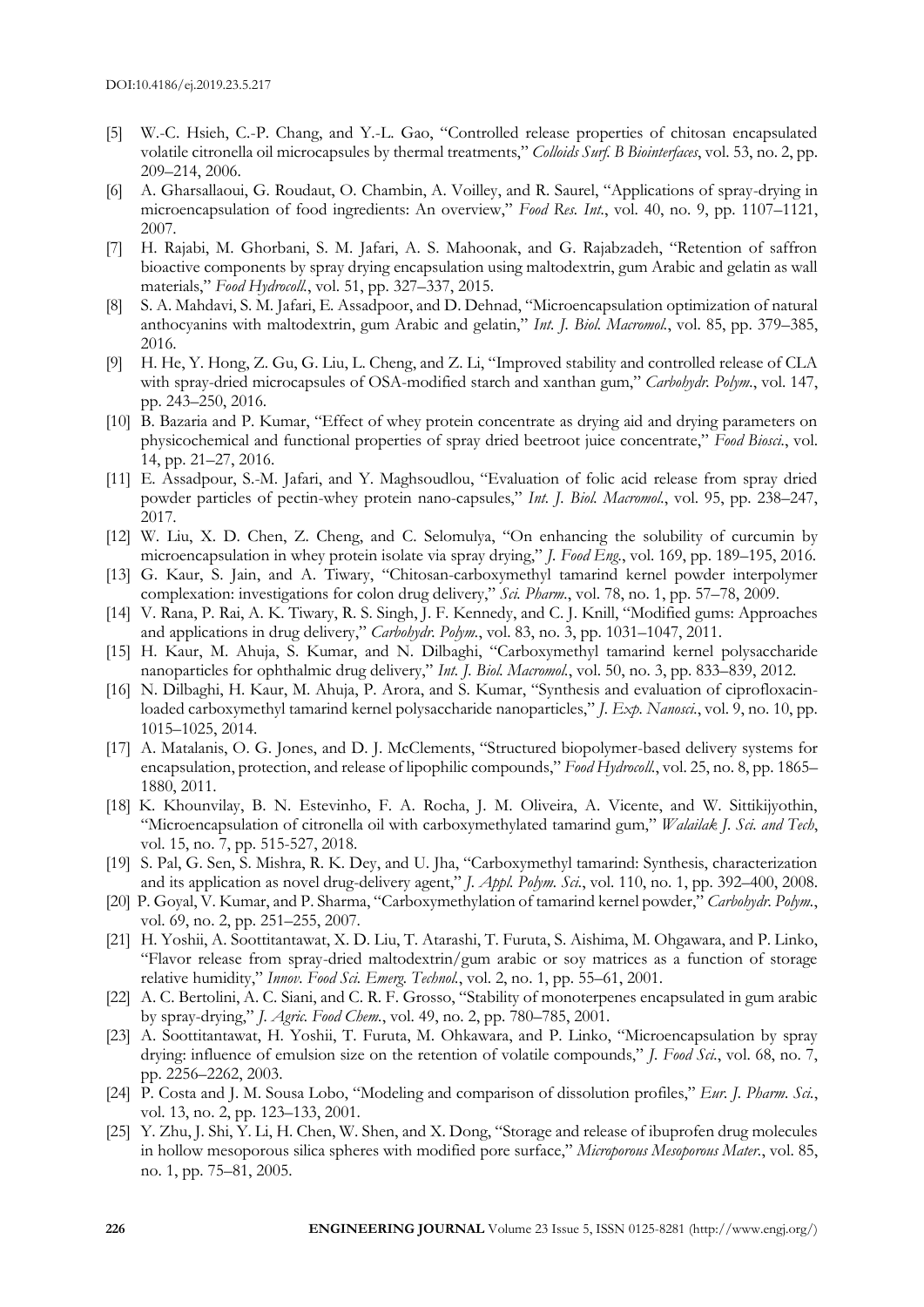[5] W.-C. Hsieh, C.-P. Chang, and Y.-L. Gao, "Controlled release properties of chitosan encapsulated volatile citronella oil microcapsules by thermal treatments," *Colloids Surf. B Biointerfaces*, vol. 53, no. 2, pp. 209–214, 2006.

[6] A. Gharsallaoui, G. Roudaut, O. Chambin, A. Voilley, and R. Saurel, "Applications of spray-drying in microencapsulation of food ingredients: An overview," *Food Res. Int.*, vol. 40, no. 9, pp. 1107–1121, 2007.

[7] H. Rajabi, M. Ghorbani, S. M. Jafari, A. S. Mahoonak, and G. Rajabzadeh, "Retention of saffron bioactive components by spray drying encapsulation using maltodextrin, gum Arabic and gelatin as wall materials," *Food Hydrocoll.*, vol. 51, pp. 327–337, 2015.

[8] S. A. Mahdavi, S. M. Jafari, E. Assadpoor, and D. Dehnad, "Microencapsulation optimization of natural anthocyanins with maltodextrin, gum Arabic and gelatin," *Int. J. Biol. Macromol.*, vol. 85, pp. 379–385, 2016.

[9] H. He, Y. Hong, Z. Gu, G. Liu, L. Cheng, and Z. Li, "Improved stability and controlled release of CLA with spray-dried microcapsules of OSA-modified starch and xanthan gum," *Carbohydr. Polym.*, vol. 147, pp. 243–250, 2016.

[10] B. Bazaria and P. Kumar, "Effect of whey protein concentrate as drying aid and drying parameters on physicochemical and functional properties of spray dried beetroot juice concentrate," *Food Biosci.*, vol. 14, pp. 21–27, 2016.

[11] E. Assadpour, S.-M. Jafari, and Y. Maghsoudlou, "Evaluation of folic acid release from spray dried powder particles of pectin-whey protein nano-capsules," *Int. J. Biol. Macromol.*, vol. 95, pp. 238–247, 2017.

[12] W. Liu, X. D. Chen, Z. Cheng, and C. Selomulya, "On enhancing the solubility of curcumin by microencapsulation in whey protein isolate via spray drying," *J. Food Eng.*, vol. 169, pp. 189–195, 2016.

[13] G. Kaur, S. Jain, and A. Tiwary, "Chitosan-carboxymethyl tamarind kernel powder interpolymer complexation: investigations for colon drug delivery," *Sci. Pharm.*, vol. 78, no. 1, pp. 57–78, 2009.

[14] V. Rana, P. Rai, A. K. Tiwary, R. S. Singh, J. F. Kennedy, and C. J. Knill, "Modified gums: Approaches and applications in drug delivery," *Carbohydr. Polym.*, vol. 83, no. 3, pp. 1031–1047, 2011.

[15] H. Kaur, M. Ahuja, S. Kumar, and N. Dilbaghi, "Carboxymethyl tamarind kernel polysaccharide nanoparticles for ophthalmic drug delivery," *Int. J. Biol. Macromol.*, vol. 50, no. 3, pp. 833–839, 2012.

[16] N. Dilbaghi, H. Kaur, M. Ahuja, P. Arora, and S. Kumar, "Synthesis and evaluation of ciprofloxacin-loaded carboxymethyl tamarind kernel polysaccharide nanoparticles," *J. Exp. Nanosci.*, vol. 9, no. 10, pp. 1015–1025, 2014.

[17] A. Matalanis, O. G. Jones, and D. J. McClements, "Structured biopolymer-based delivery systems for encapsulation, protection, and release of lipophilic compounds," *Food Hydrocoll.*, vol. 25, no. 8, pp. 1865–1880, 2011.

[18] K. Khounvilay, B. N. Estevinho, F. A. Rocha, J. M. Oliveira, A. Vicente, and W. Sittikijyothin, "Microencapsulation of citronella oil with carboxymethylated tamarind gum," *Walailak J. Sci. and Tech*, vol. 15, no. 7, pp. 515-527, 2018.

[19] S. Pal, G. Sen, S. Mishra, R. K. Dey, and U. Jha, "Carboxymethyl tamarind: Synthesis, characterization and its application as novel drug-delivery agent," *J. Appl. Polym. Sci.*, vol. 110, no. 1, pp. 392–400, 2008.

[20] P. Goyal, V. Kumar, and P. Sharma, "Carboxymethylation of tamarind kernel powder," *Carbohydr. Polym.*, vol. 69, no. 2, pp. 251–255, 2007.

[21] H. Yoshii, A. Soottitantawat, X. D. Liu, T. Atarashi, T. Furuta, S. Aishima, M. Ohgawara, and P. Linko, "Flavor release from spray-dried maltodextrin/gum arabic or soy matrices as a function of storage relative humidity," *Innov. Food Sci. Emerg. Technol.*, vol. 2, no. 1, pp. 55–61, 2001.

[22] A. C. Bertolini, A. C. Siani, and C. R. F. Grosso, "Stability of monoterpenes encapsulated in gum arabic by spray-drying," *J. Agric. Food Chem.*, vol. 49, no. 2, pp. 780–785, 2001.

[23] A. Soottitantawat, H. Yoshii, T. Furuta, M. Ohkawara, and P. Linko, "Microencapsulation by spray drying: influence of emulsion size on the retention of volatile compounds," *J. Food Sci.*, vol. 68, no. 7, pp. 2256–2262, 2003.

[24] P. Costa and J. M. Sousa Lobo, "Modeling and comparison of dissolution profiles," *Eur. J. Pharm. Sci.*, vol. 13, no. 2, pp. 123–133, 2001.

[25] Y. Zhu, J. Shi, Y. Li, H. Chen, W. Shen, and X. Dong, "Storage and release of ibuprofen drug molecules in hollow mesoporous silica spheres with modified pore surface," *Microporous Mesoporous Mater.*, vol. 85, no. 1, pp. 75–81, 2005.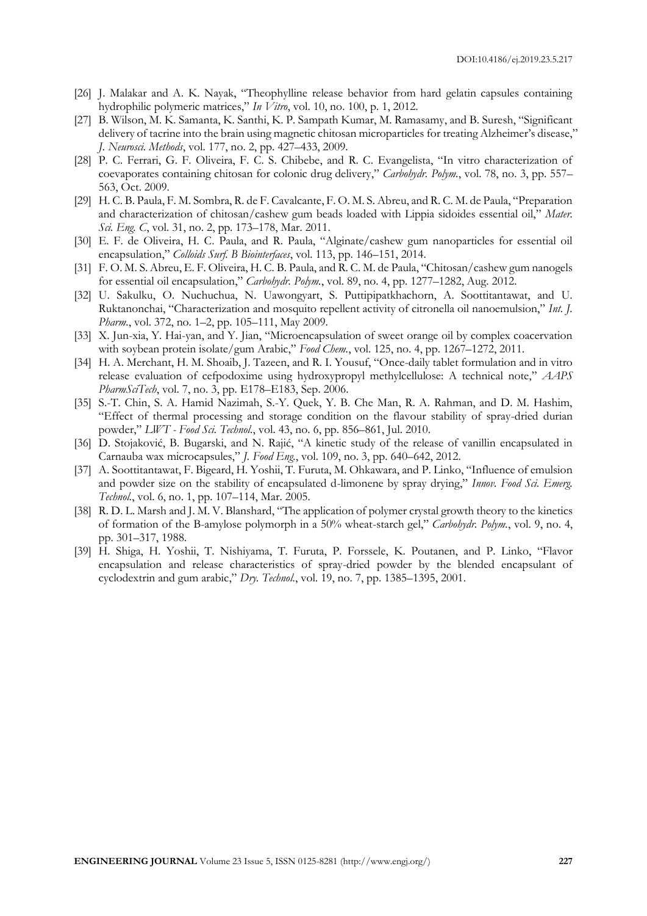[26] J. Malakar and A. K. Nayak, "Theophylline release behavior from hard gelatin capsules containing hydrophilic polymeric matrices," *In Vitro*, vol. 10, no. 100, p. 1, 2012.

[27] B. Wilson, M. K. Samanta, K. Santhi, K. P. Sampath Kumar, M. Ramasamy, and B. Suresh, "Significant delivery of tacrine into the brain using magnetic chitosan microparticles for treating Alzheimer's disease," *J. Neurosci. Methods*, vol. 177, no. 2, pp. 427–433, 2009.

[28] P. C. Ferrari, G. F. Oliveira, F. C. S. Chibebe, and R. C. Evangelista, "In vitro characterization of coevaporates containing chitosan for colonic drug delivery," *Carbohydr. Polym.*, vol. 78, no. 3, pp. 557–563, Oct. 2009.

[29] H. C. B. Paula, F. M. Sombra, R. de F. Cavalcante, F. O. M. S. Abreu, and R. C. M. de Paula, "Preparation and characterization of chitosan/cashew gum beads loaded with Lippia sidoides essential oil," *Mater. Sci. Eng. C*, vol. 31, no. 2, pp. 173–178, Mar. 2011.

[30] E. F. de Oliveira, H. C. Paula, and R. Paula, "Alginate/cashew gum nanoparticles for essential oil encapsulation," *Colloids Surf. B Biointerfaces*, vol. 113, pp. 146–151, 2014.

[31] F. O. M. S. Abreu, E. F. Oliveira, H. C. B. Paula, and R. C. M. de Paula, "Chitosan/cashew gum nanogels for essential oil encapsulation," *Carbohydr. Polym.*, vol. 89, no. 4, pp. 1277–1282, Aug. 2012.

[32] U. Sakulku, O. Nuchuchua, N. Uawongyart, S. Puttipipatkhachorn, A. Soottitantawat, and U. Ruktanonchai, "Characterization and mosquito repellent activity of citronella oil nanoemulsion," *Int. J. Pharm.*, vol. 372, no. 1–2, pp. 105–111, May 2009.

[33] X. Jun-xia, Y. Hai-yan, and Y. Jian, "Microencapsulation of sweet orange oil by complex coacervation with soybean protein isolate/gum Arabic," *Food Chem.*, vol. 125, no. 4, pp. 1267–1272, 2011.

[34] H. A. Merchant, H. M. Shoaib, J. Tazeen, and R. I. Yousuf, "Once-daily tablet formulation and in vitro release evaluation of cefpodoxime using hydroxypropyl methylcellulose: A technical note," *AAPS PharmSciTech*, vol. 7, no. 3, pp. E178–E183, Sep. 2006.

[35] S.-T. Chin, S. A. Hamid Nazimah, S.-Y. Quek, Y. B. Che Man, R. A. Rahman, and D. M. Hashim, "Effect of thermal processing and storage condition on the flavour stability of spray-dried durian powder," *LWT - Food Sci. Technol.*, vol. 43, no. 6, pp. 856–861, Jul. 2010.

[36] D. Stojaković, B. Bugarski, and N. Rajić, "A kinetic study of the release of vanillin encapsulated in Carnauba wax microcapsules," *J. Food Eng.*, vol. 109, no. 3, pp. 640–642, 2012.

[37] A. Soottitantawat, F. Bigeard, H. Yoshii, T. Furuta, M. Ohkawara, and P. Linko, "Influence of emulsion and powder size on the stability of encapsulated d-limonene by spray drying," *Innov. Food Sci. Emerg. Technol.*, vol. 6, no. 1, pp. 107–114, Mar. 2005.

[38] R. D. L. Marsh and J. M. V. Blanshard, "The application of polymer crystal growth theory to the kinetics of formation of the B-amylose polymorph in a 50% wheat-starch gel," *Carbohydr. Polym.*, vol. 9, no. 4, pp. 301–317, 1988.

[39] H. Shiga, H. Yoshii, T. Nishiyama, T. Furuta, P. Forssele, K. Poutanen, and P. Linko, "Flavor encapsulation and release characteristics of spray-dried powder by the blended encapsulant of cyclodextrin and gum arabic," *Dry. Technol.*, vol. 19, no. 7, pp. 1385–1395, 2001.